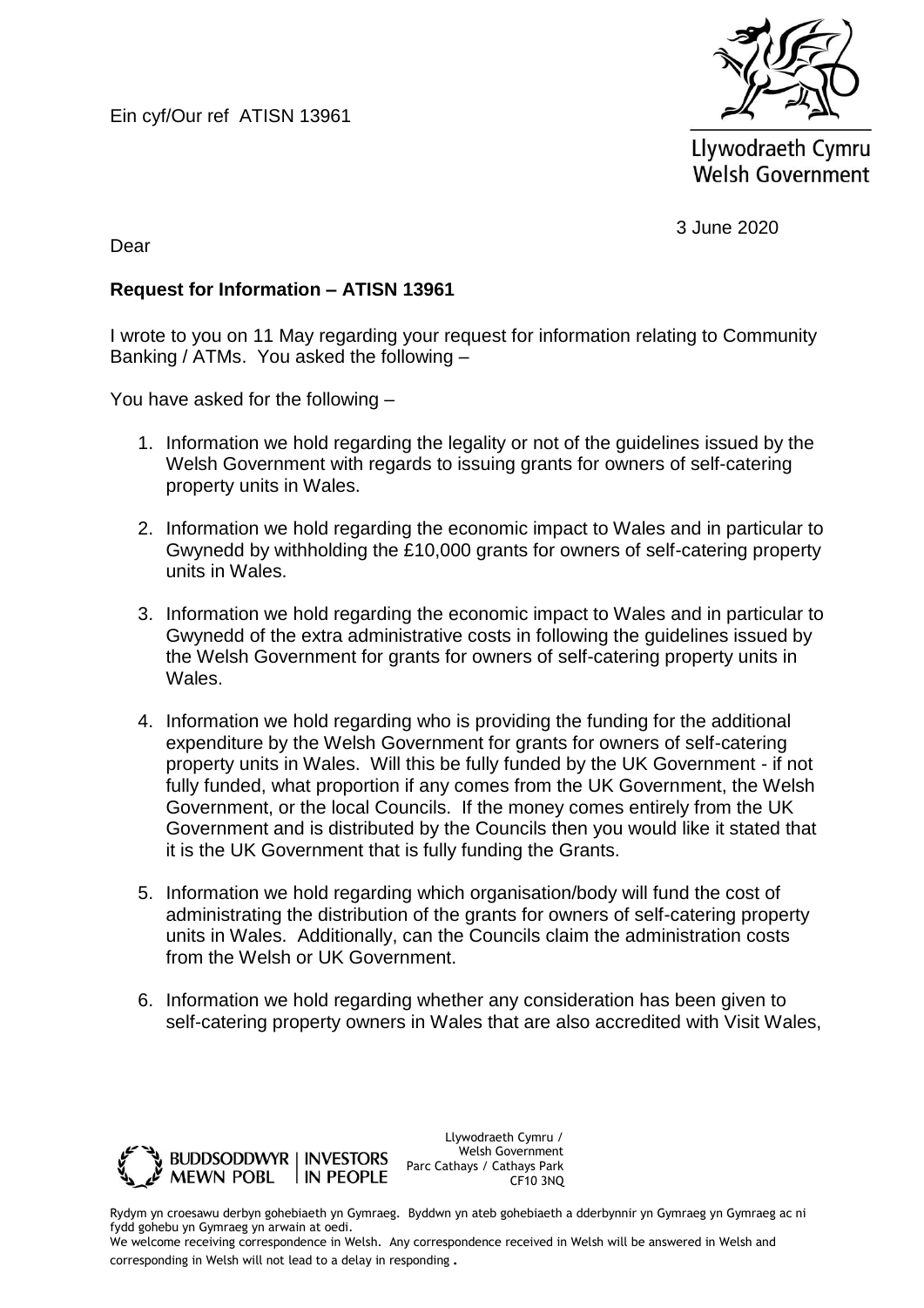Ein cyf/Our ref ATISN 13961

Llywodraeth Cymru
Welsh Government

3 June 2020

Dear

**Request for Information – ATISN 13961**

I wrote to you on 11 May regarding your request for information relating to Community Banking / ATMs. You asked the following –

You have asked for the following –

1. Information we hold regarding the legality or not of the guidelines issued by the Welsh Government with regards to issuing grants for owners of self-catering property units in Wales.

2. Information we hold regarding the economic impact to Wales and in particular to Gwynedd by withholding the £10,000 grants for owners of self-catering property units in Wales.

3. Information we hold regarding the economic impact to Wales and in particular to Gwynedd of the extra administrative costs in following the guidelines issued by the Welsh Government for grants for owners of self-catering property units in Wales.

4. Information we hold regarding who is providing the funding for the additional expenditure by the Welsh Government for grants for owners of self-catering property units in Wales. Will this be fully funded by the UK Government - if not fully funded, what proportion if any comes from the UK Government, the Welsh Government, or the local Councils. If the money comes entirely from the UK Government and is distributed by the Councils then you would like it stated that it is the UK Government that is fully funding the Grants.

5. Information we hold regarding which organisation/body will fund the cost of administrating the distribution of the grants for owners of self-catering property units in Wales. Additionally, can the Councils claim the administration costs from the Welsh or UK Government.

6. Information we hold regarding whether any consideration has been given to self-catering property owners in Wales that are also accredited with Visit Wales,

BUDDSODDWYR MEWN POBL | INVESTORS IN PEOPLE

Llywodraeth Cymru / Welsh Government
Parc Cathays / Cathays Park
CF10 3NQ

Rydym yn croesawu derbyn gohebiaeth yn Gymraeg. Byddwn yn ateb gohebiaeth a dderbynnir yn Gymraeg yn Gymraeg ac ni fydd gohebu yn Gymraeg yn arwain at oedi.
We welcome receiving correspondence in Welsh. Any correspondence received in Welsh will be answered in Welsh and corresponding in Welsh will not lead to a delay in responding.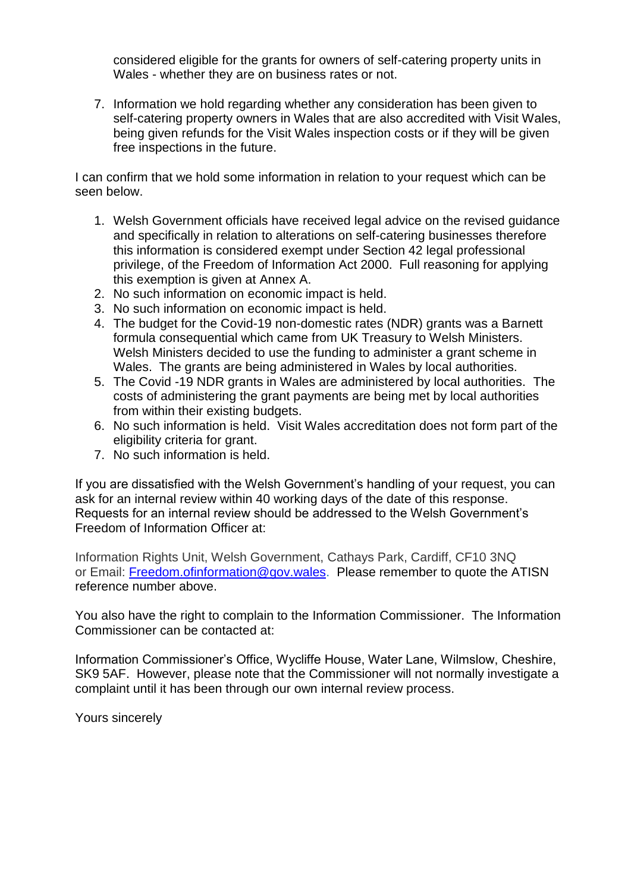considered eligible for the grants for owners of self-catering property units in Wales - whether they are on business rates or not.

7. Information we hold regarding whether any consideration has been given to self-catering property owners in Wales that are also accredited with Visit Wales, being given refunds for the Visit Wales inspection costs or if they will be given free inspections in the future.

I can confirm that we hold some information in relation to your request which can be seen below.

1. Welsh Government officials have received legal advice on the revised guidance and specifically in relation to alterations on self-catering businesses therefore this information is considered exempt under Section 42 legal professional privilege, of the Freedom of Information Act 2000. Full reasoning for applying this exemption is given at Annex A.
2. No such information on economic impact is held.
3. No such information on economic impact is held.
4. The budget for the Covid-19 non-domestic rates (NDR) grants was a Barnett formula consequential which came from UK Treasury to Welsh Ministers. Welsh Ministers decided to use the funding to administer a grant scheme in Wales. The grants are being administered in Wales by local authorities.
5. The Covid -19 NDR grants in Wales are administered by local authorities. The costs of administering the grant payments are being met by local authorities from within their existing budgets.
6. No such information is held. Visit Wales accreditation does not form part of the eligibility criteria for grant.
7. No such information is held.

If you are dissatisfied with the Welsh Government's handling of your request, you can ask for an internal review within 40 working days of the date of this response. Requests for an internal review should be addressed to the Welsh Government's Freedom of Information Officer at:

Information Rights Unit, Welsh Government, Cathays Park, Cardiff, CF10 3NQ or Email: [Freedom.ofinformation@gov.wales](mailto:Freedom.ofinformation@gov.wales). Please remember to quote the ATISN reference number above.

You also have the right to complain to the Information Commissioner. The Information Commissioner can be contacted at:

Information Commissioner's Office, Wycliffe House, Water Lane, Wilmslow, Cheshire, SK9 5AF. However, please note that the Commissioner will not normally investigate a complaint until it has been through our own internal review process.

Yours sincerely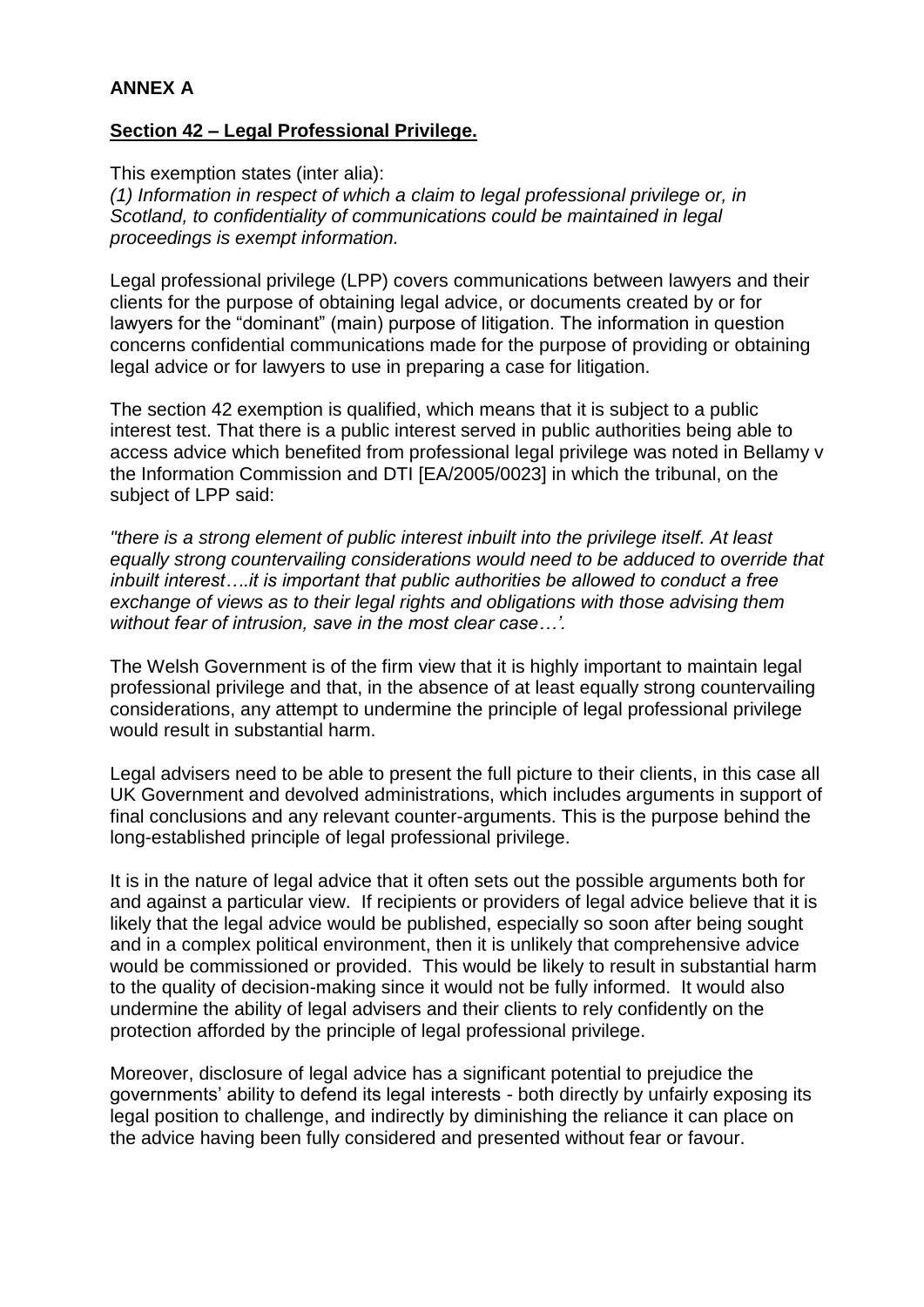**ANNEX A**

**Section 42 – Legal Professional Privilege.**

This exemption states (inter alia):
*(1) Information in respect of which a claim to legal professional privilege or, in Scotland, to confidentiality of communications could be maintained in legal proceedings is exempt information.*

Legal professional privilege (LPP) covers communications between lawyers and their clients for the purpose of obtaining legal advice, or documents created by or for lawyers for the "dominant" (main) purpose of litigation. The information in question concerns confidential communications made for the purpose of providing or obtaining legal advice or for lawyers to use in preparing a case for litigation.

The section 42 exemption is qualified, which means that it is subject to a public interest test. That there is a public interest served in public authorities being able to access advice which benefited from professional legal privilege was noted in Bellamy v the Information Commission and DTI [EA/2005/0023] in which the tribunal, on the subject of LPP said:

*"there is a strong element of public interest inbuilt into the privilege itself. At least equally strong countervailing considerations would need to be adduced to override that inbuilt interest….it is important that public authorities be allowed to conduct a free exchange of views as to their legal rights and obligations with those advising them without fear of intrusion, save in the most clear case…'.*

The Welsh Government is of the firm view that it is highly important to maintain legal professional privilege and that, in the absence of at least equally strong countervailing considerations, any attempt to undermine the principle of legal professional privilege would result in substantial harm.

Legal advisers need to be able to present the full picture to their clients, in this case all UK Government and devolved administrations, which includes arguments in support of final conclusions and any relevant counter-arguments. This is the purpose behind the long-established principle of legal professional privilege.

It is in the nature of legal advice that it often sets out the possible arguments both for and against a particular view. If recipients or providers of legal advice believe that it is likely that the legal advice would be published, especially so soon after being sought and in a complex political environment, then it is unlikely that comprehensive advice would be commissioned or provided. This would be likely to result in substantial harm to the quality of decision-making since it would not be fully informed. It would also undermine the ability of legal advisers and their clients to rely confidently on the protection afforded by the principle of legal professional privilege.

Moreover, disclosure of legal advice has a significant potential to prejudice the governments' ability to defend its legal interests - both directly by unfairly exposing its legal position to challenge, and indirectly by diminishing the reliance it can place on the advice having been fully considered and presented without fear or favour.